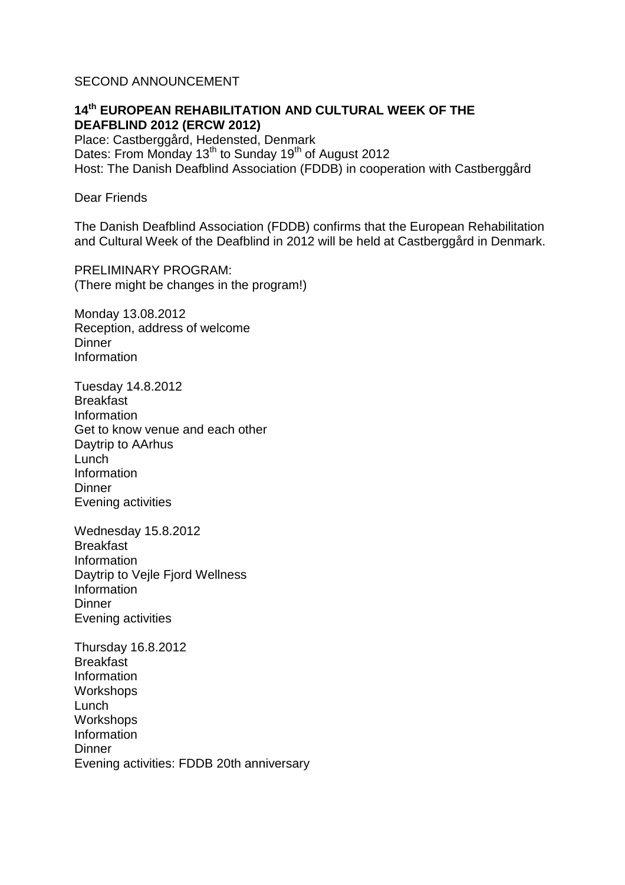SECOND ANNOUNCEMENT

**14th EUROPEAN REHABILITATION AND CULTURAL WEEK OF THE DEAFBLIND 2012 (ERCW 2012)**

Place: Castberggård, Hedensted, Denmark
Dates: From Monday 13th to Sunday 19th of August 2012
Host: The Danish Deafblind Association (FDDB) in cooperation with Castberggård

Dear Friends

The Danish Deafblind Association (FDDB) confirms that the European Rehabilitation and Cultural Week of the Deafblind in 2012 will be held at Castberggård in Denmark.

PRELIMINARY PROGRAM:
(There might be changes in the program!)

Monday 13.08.2012
Reception, address of welcome
Dinner
Information

Tuesday 14.8.2012
Breakfast
Information
Get to know venue and each other
Daytrip to AArhus
Lunch
Information
Dinner
Evening activities

Wednesday 15.8.2012
Breakfast
Information
Daytrip to Vejle Fjord Wellness
Information
Dinner
Evening activities

Thursday 16.8.2012
Breakfast
Information
Workshops
Lunch
Workshops
Information
Dinner
Evening activities: FDDB 20th anniversary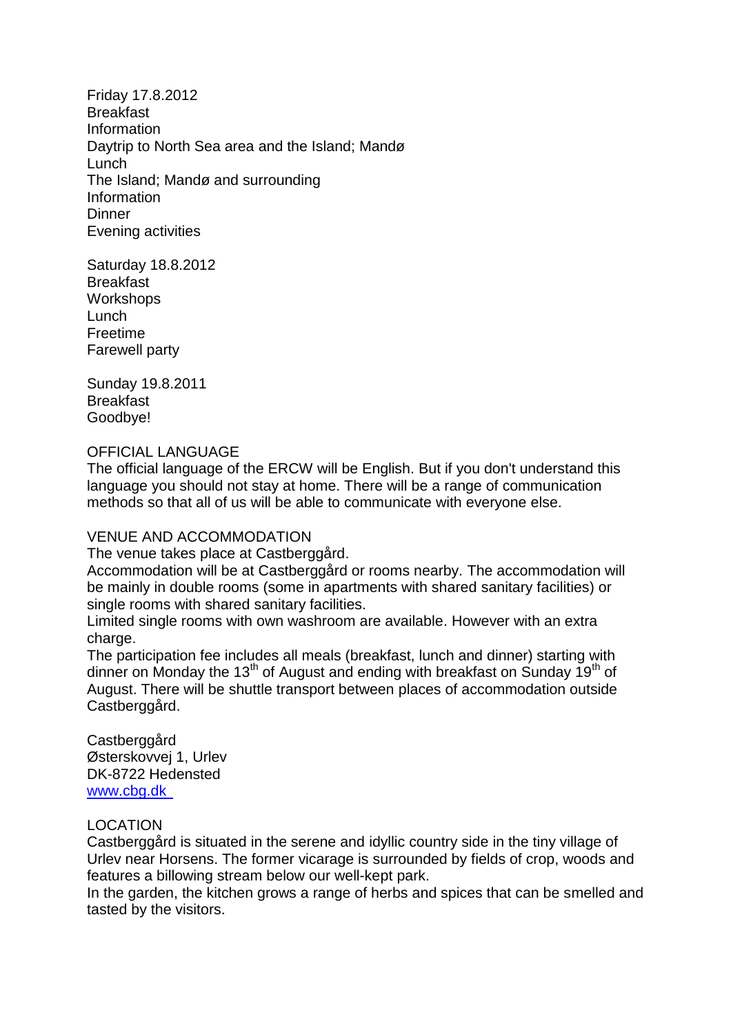Friday 17.8.2012
Breakfast
Information
Daytrip to North Sea area and the Island; Mandø
Lunch
The Island; Mandø and surrounding
Information
Dinner
Evening activities

Saturday 18.8.2012
Breakfast
Workshops
Lunch
Freetime
Farewell party

Sunday 19.8.2011
Breakfast
Goodbye!

## OFFICIAL LANGUAGE

The official language of the ERCW will be English. But if you don't understand this language you should not stay at home. There will be a range of communication methods so that all of us will be able to communicate with everyone else.

## VENUE AND ACCOMMODATION

The venue takes place at Castberggård.

Accommodation will be at Castberggård or rooms nearby. The accommodation will be mainly in double rooms (some in apartments with shared sanitary facilities) or single rooms with shared sanitary facilities.

Limited single rooms with own washroom are available. However with an extra charge.

The participation fee includes all meals (breakfast, lunch and dinner) starting with dinner on Monday the 13th of August and ending with breakfast on Sunday 19th of August. There will be shuttle transport between places of accommodation outside Castberggård.

Castberggård
Østerskovvej 1, Urlev
DK-8722 Hedensted
www.cbg.dk

## LOCATION

Castberggård is situated in the serene and idyllic country side in the tiny village of Urlev near Horsens. The former vicarage is surrounded by fields of crop, woods and features a billowing stream below our well-kept park.

In the garden, the kitchen grows a range of herbs and spices that can be smelled and tasted by the visitors.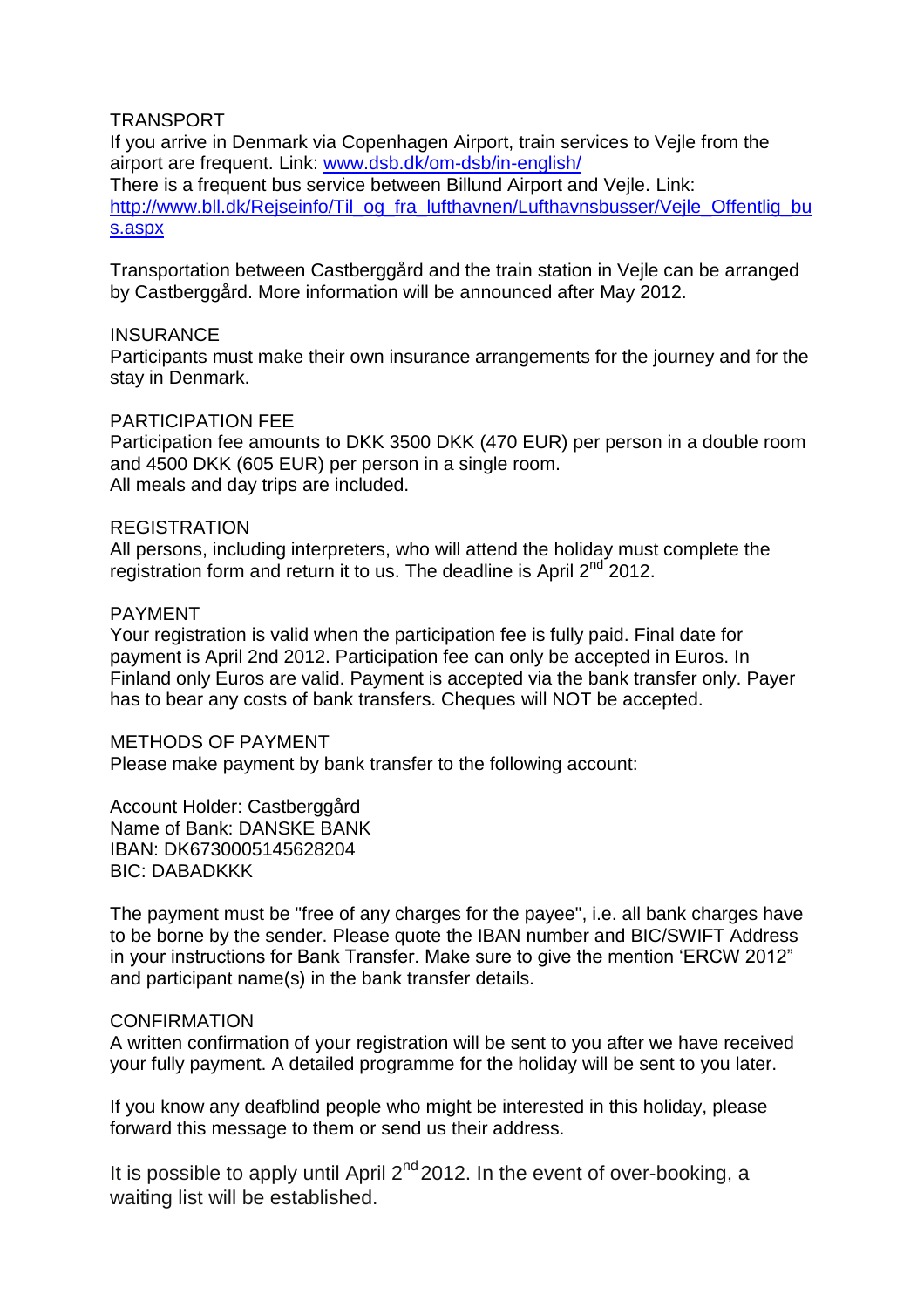## TRANSPORT

If you arrive in Denmark via Copenhagen Airport, train services to Vejle from the airport are frequent. Link: [www.dsb.dk/om-dsb/in-english/](www.dsb.dk/om-dsb/in-english/)
There is a frequent bus service between Billund Airport and Vejle. Link: [http://www.bll.dk/Rejseinfo/Til_og_fra_lufthavnen/Lufthavnsbusser/Vejle_Offentlig_bus.aspx](http://www.bll.dk/Rejseinfo/Til_og_fra_lufthavnen/Lufthavnsbusser/Vejle_Offentlig_bus.aspx)

Transportation between Castberggård and the train station in Vejle can be arranged by Castberggård. More information will be announced after May 2012.

## INSURANCE

Participants must make their own insurance arrangements for the journey and for the stay in Denmark.

## PARTICIPATION FEE

Participation fee amounts to DKK 3500 DKK (470 EUR) per person in a double room and 4500 DKK (605 EUR) per person in a single room.
All meals and day trips are included.

## REGISTRATION

All persons, including interpreters, who will attend the holiday must complete the registration form and return it to us. The deadline is April 2nd 2012.

## PAYMENT

Your registration is valid when the participation fee is fully paid. Final date for payment is April 2nd 2012. Participation fee can only be accepted in Euros. In Finland only Euros are valid. Payment is accepted via the bank transfer only. Payer has to bear any costs of bank transfers. Cheques will NOT be accepted.

## METHODS OF PAYMENT

Please make payment by bank transfer to the following account:

Account Holder: Castberggård
Name of Bank: DANSKE BANK
IBAN: DK6730005145628204
BIC: DABADKKK

The payment must be "free of any charges for the payee", i.e. all bank charges have to be borne by the sender. Please quote the IBAN number and BIC/SWIFT Address in your instructions for Bank Transfer. Make sure to give the mention 'ERCW 2012" and participant name(s) in the bank transfer details.

## CONFIRMATION

A written confirmation of your registration will be sent to you after we have received your fully payment. A detailed programme for the holiday will be sent to you later.

If you know any deafblind people who might be interested in this holiday, please forward this message to them or send us their address.

It is possible to apply until April 2nd 2012. In the event of over-booking, a waiting list will be established.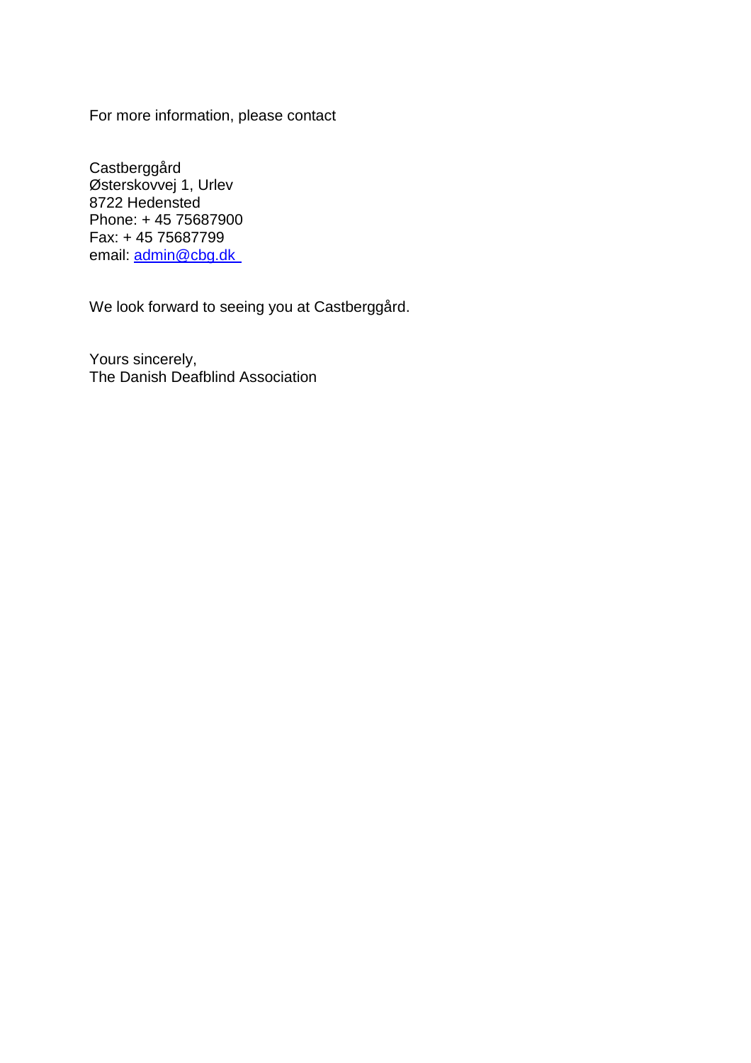For more information, please contact

Castberggård  
Østerskovvej 1, Urlev  
8722 Hedensted  
Phone: + 45 75687900  
Fax: + 45 75687799  
email: admin@cbg.dk

We look forward to seeing you at Castberggård.

Yours sincerely,  
The Danish Deafblind Association